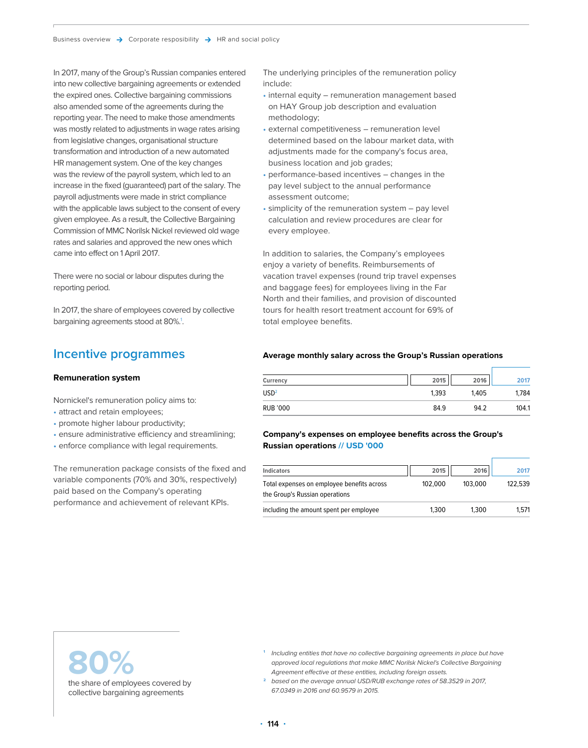In 2017, many of the Group's Russian companies entered into new collective bargaining agreements or extended the expired ones. Collective bargaining commissions also amended some of the agreements during the reporting year. The need to make those amendments was mostly related to adjustments in wage rates arising from legislative changes, organisational structure transformation and introduction of a new automated HR management system. One of the key changes was the review of the payroll system, which led to an increase in the fixed (guaranteed) part of the salary. The payroll adjustments were made in strict compliance with the applicable laws subject to the consent of every given employee. As a result, the Collective Bargaining Commission of MMC Norilsk Nickel reviewed old wage rates and salaries and approved the new ones which came into effect on 1 April 2017.

There were no social or labour disputes during the reporting period.

In 2017, the share of employees covered by collective bargaining agreements stood at 80%.[1].

## Incentive programmes

### Remuneration system

Nornickel's remuneration policy aims to:

- attract and retain employees;
- promote higher labour productivity;
- ensure administrative efficiency and streamlining;
- enforce compliance with legal requirements.

The remuneration package consists of the fixed and variable components (70% and 30%, respectively) paid based on the Company's operating performance and achievement of relevant KPIs.

The underlying principles of the remuneration policy include:

- internal equity – remuneration management based on HAY Group job description and evaluation methodology;
- external competitiveness – remuneration level determined based on the labour market data, with adjustments made for the company's focus area, business location and job grades;
- performance-based incentives – changes in the pay level subject to the annual performance assessment outcome;
- simplicity of the remuneration system – pay level calculation and review procedures are clear for every employee.

In addition to salaries, the Company's employees enjoy a variety of benefits. Reimbursements of vacation travel expenses (round trip travel expenses and baggage fees) for employees living in the Far North and their families, and provision of discounted tours for health resort treatment account for 69% of total employee benefits.

**Average monthly salary across the Group's Russian operations**

| Currency | 2015 | 2016 | 2017 |
|---|---|---|---|
| USD[2] | 1,393 | 1,405 | 1,784 |
| RUB '000 | 84.9 | 94.2 | 104.1 |

**Company's expenses on employee benefits across the Group's Russian operations // USD '000**

| Indicators | 2015 | 2016 | 2017 |
|---|---|---|---|
| Total expenses on employee benefits across the Group's Russian operations | 102,000 | 103,000 | 122,539 |
| including the amount spent per employee | 1,300 | 1,300 | 1,571 |

**80%**
the share of employees covered by collective bargaining agreements

[1] *Including entities that have no collective bargaining agreements in place but have approved local regulations that make MMC Norilsk Nickel's Collective Bargaining Agreement effective at these entities, including foreign assets.*

[2] *based on the average annual USD/RUB exchange rates of 58.3529 in 2017, 67.0349 in 2016 and 60.9579 in 2015.*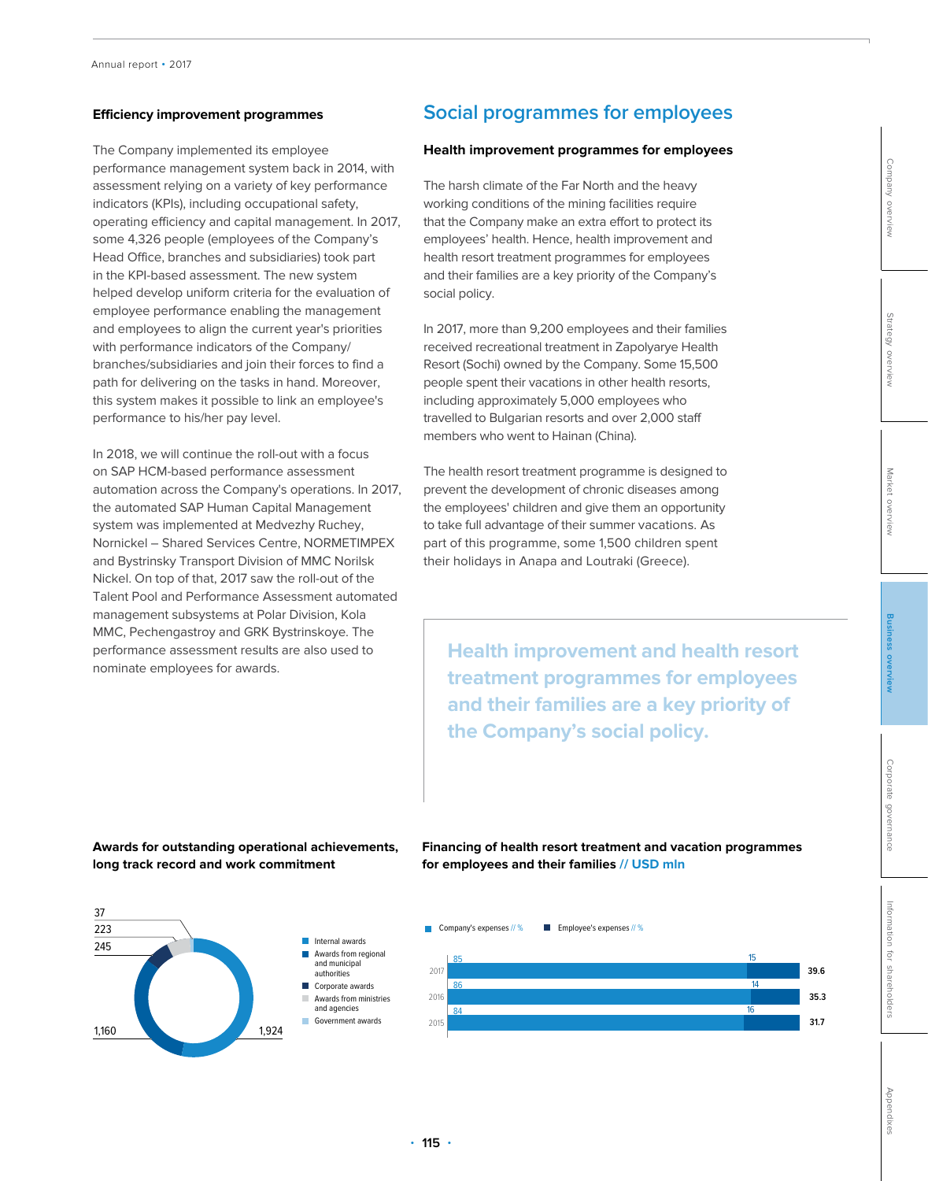### Efficiency improvement programmes

The Company implemented its employee performance management system back in 2014, with assessment relying on a variety of key performance indicators (KPIs), including occupational safety, operating efficiency and capital management. In 2017, some 4,326 people (employees of the Company's Head Office, branches and subsidiaries) took part in the KPI-based assessment. The new system helped develop uniform criteria for the evaluation of employee performance enabling the management and employees to align the current year's priorities with performance indicators of the Company/branches/subsidiaries and join their forces to find a path for delivering on the tasks in hand. Moreover, this system makes it possible to link an employee's performance to his/her pay level.

In 2018, we will continue the roll-out with a focus on SAP HCM-based performance assessment automation across the Company's operations. In 2017, the automated SAP Human Capital Management system was implemented at Medvezhy Ruchey, Nornickel – Shared Services Centre, NORMETIMPEX and Bystrinsky Transport Division of MMC Norilsk Nickel. On top of that, 2017 saw the roll-out of the Talent Pool and Performance Assessment automated management subsystems at Polar Division, Kola MMC, Pechengastroy and GRK Bystrinskoye. The performance assessment results are also used to nominate employees for awards.

**Awards for outstanding operational achievements, long track record and work commitment**

37
223
245
1,160
1,924

Internal awards
Awards from regional and municipal authorities
Corporate awards
Awards from ministries and agencies
Government awards

## Social programmes for employees

### Health improvement programmes for employees

The harsh climate of the Far North and the heavy working conditions of the mining facilities require that the Company make an extra effort to protect its employees' health. Hence, health improvement and health resort treatment programmes for employees and their families are a key priority of the Company's social policy.

In 2017, more than 9,200 employees and their families received recreational treatment in Zapolyarye Health Resort (Sochi) owned by the Company. Some 15,500 people spent their vacations in other health resorts, including approximately 5,000 employees who travelled to Bulgarian resorts and over 2,000 staff members who went to Hainan (China).

The health resort treatment programme is designed to prevent the development of chronic diseases among the employees' children and give them an opportunity to take full advantage of their summer vacations. As part of this programme, some 1,500 children spent their holidays in Anapa and Loutraki (Greece).

> **Health improvement and health resort treatment programmes for employees and their families are a key priority of the Company's social policy.**

**Financing of health resort treatment and vacation programmes for employees and their families // USD mln**

Company's expenses // %
Employee's expenses // %

2017: 85, 15, 39.6
2016: 86, 14, 35.3
2015: 84, 16, 31.7